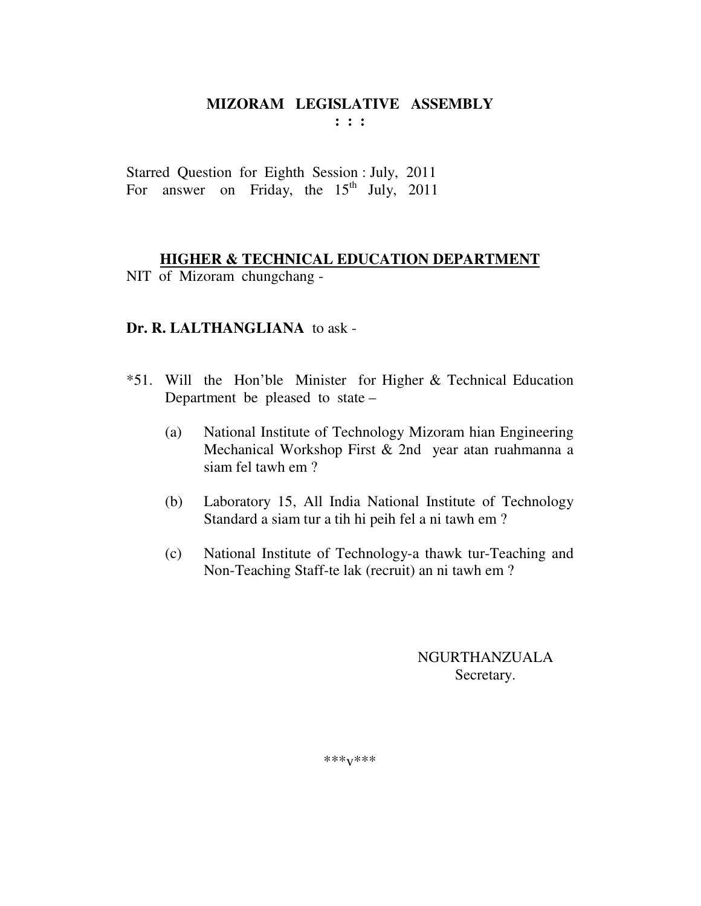# MIZORAM LEGISLATIVE ASSEMBLY

**: : :**

Starred Question for Eighth Session : July, 2011
For answer on Friday, the 15th July, 2011

## HIGHER & TECHNICAL EDUCATION DEPARTMENT

NIT of Mizoram chungchang -

**Dr. R. LALTHANGLIANA** to ask -

*51. Will the Hon'ble Minister for Higher & Technical Education Department be pleased to state –

(a) National Institute of Technology Mizoram hian Engineering Mechanical Workshop First & 2nd year atan ruahmanna a siam fel tawh em ?

(b) Laboratory 15, All India National Institute of Technology Standard a siam tur a tih hi peih fel a ni tawh em ?

(c) National Institute of Technology-a thawk tur-Teaching and Non-Teaching Staff-te lak (recruit) an ni tawh em ?

NGURTHANZUALA
Secretary.

***v***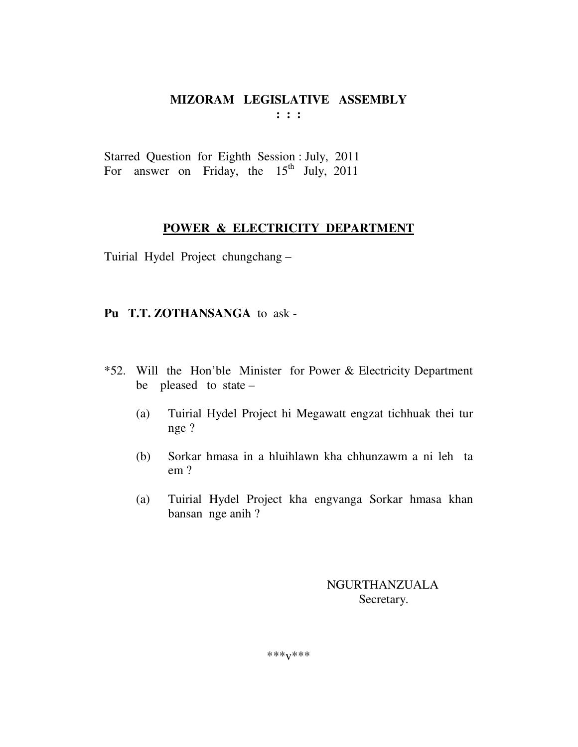# MIZORAM LEGISLATIVE ASSEMBLY

**: : :**

Starred Question for Eighth Session : July, 2011
For answer on Friday, the 15th July, 2011

## POWER & ELECTRICITY DEPARTMENT

Tuirial Hydel Project chungchang –

**Pu T.T. ZOTHANSANGA** to ask -

*52. Will the Hon'ble Minister for Power & Electricity Department be pleased to state –

(a) Tuirial Hydel Project hi Megawatt engzat tichhuak thei tur nge ?

(b) Sorkar hmasa in a hluihlawn kha chhunzawm a ni leh ta em ?

(a) Tuirial Hydel Project kha engvanga Sorkar hmasa khan bansan nge anih ?

NGURTHANZUALA
Secretary.

***v***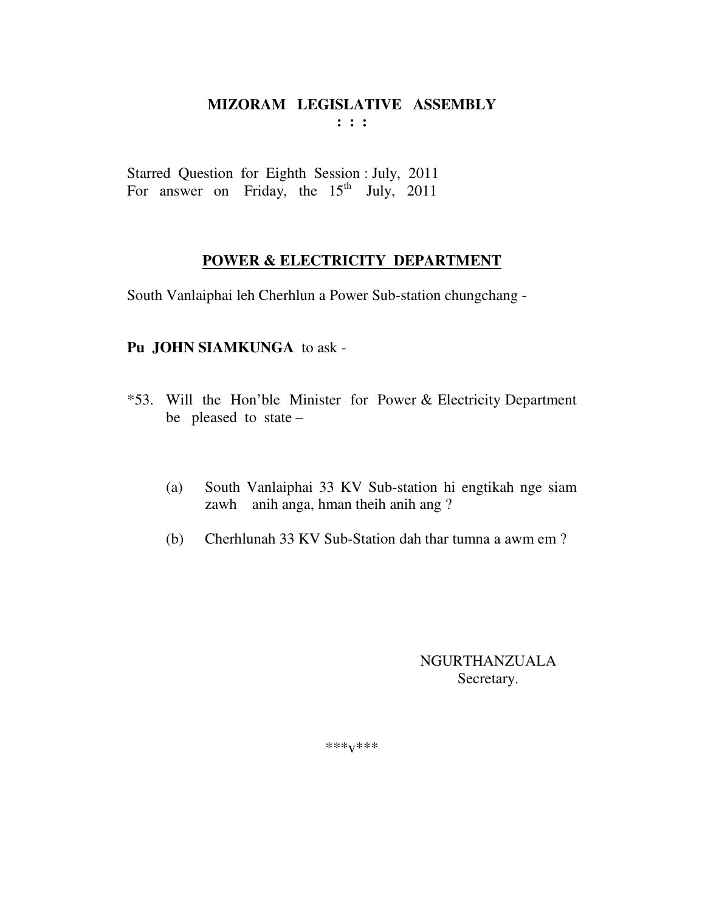# MIZORAM LEGISLATIVE ASSEMBLY

**: : :**

Starred Question for Eighth Session : July, 2011
For answer on Friday, the 15th July, 2011

## POWER & ELECTRICITY DEPARTMENT

South Vanlaiphai leh Cherhlun a Power Sub-station chungchang -

**Pu JOHN SIAMKUNGA** to ask -

*53. Will the Hon'ble Minister for Power & Electricity Department be pleased to state –

(a) South Vanlaiphai 33 KV Sub-station hi engtikah nge siam zawh anih anga, hman theih anih ang ?

(b) Cherhlunah 33 KV Sub-Station dah thar tumna a awm em ?

NGURTHANZUALA
Secretary.

***v***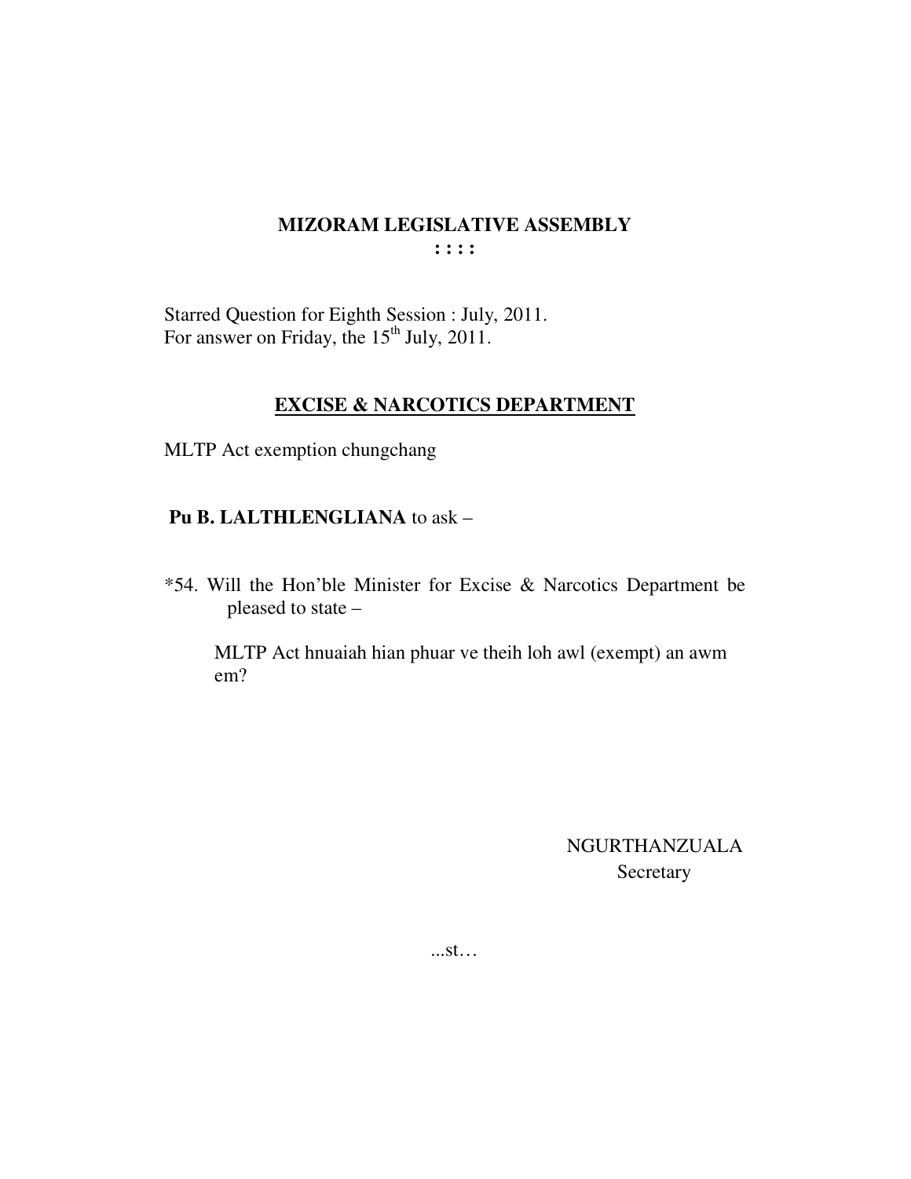# MIZORAM LEGISLATIVE ASSEMBLY

**: : : :**

Starred Question for Eighth Session : July, 2011.
For answer on Friday, the 15th July, 2011.

## EXCISE & NARCOTICS DEPARTMENT

MLTP Act exemption chungchang

**Pu B. LALTHLENGLIANA** to ask –

*54. Will the Hon'ble Minister for Excise & Narcotics Department be pleased to state –

MLTP Act hnuaiah hian phuar ve theih loh awl (exempt) an awm em?

NGURTHANZUALA
Secretary

...st…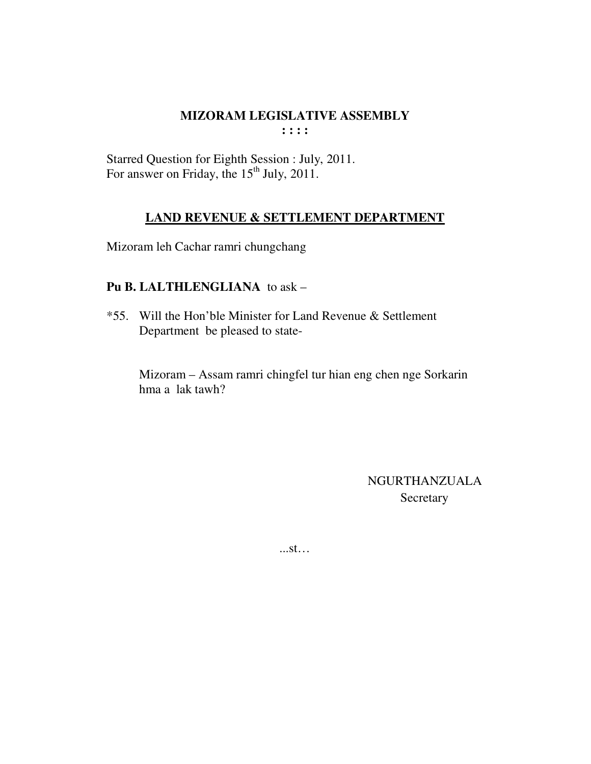# MIZORAM LEGISLATIVE ASSEMBLY

**: : : :**

Starred Question for Eighth Session : July, 2011.
For answer on Friday, the 15th July, 2011.

## LAND REVENUE & SETTLEMENT DEPARTMENT

Mizoram leh Cachar ramri chungchang

**Pu B. LALTHLENGLIANA** to ask –

*55. Will the Hon'ble Minister for Land Revenue & Settlement Department be pleased to state-

Mizoram – Assam ramri chingfel tur hian eng chen nge Sorkarin hma a lak tawh?

NGURTHANZUALA
Secretary

...st…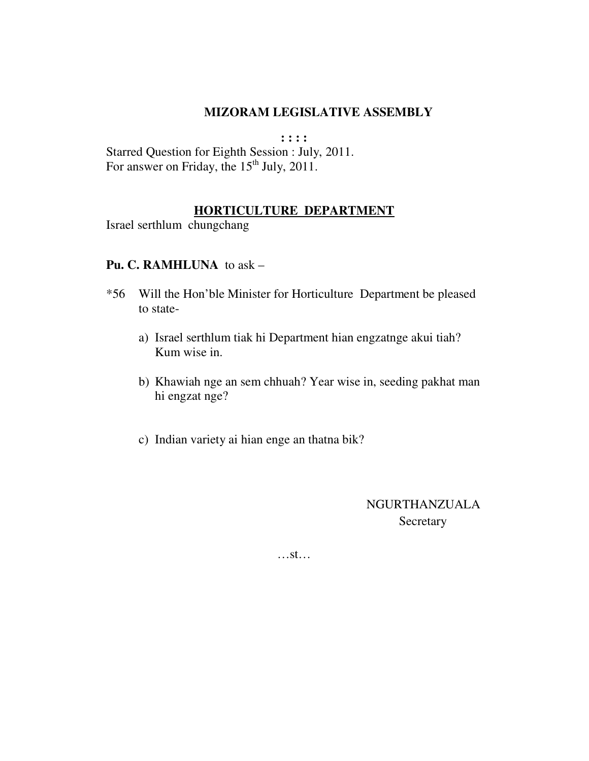# MIZORAM LEGISLATIVE ASSEMBLY

: : : :

Starred Question for Eighth Session : July, 2011.
For answer on Friday, the 15th July, 2011.

## HORTICULTURE DEPARTMENT

Israel serthlum chungchang

**Pu. C. RAMHLUNA** to ask –

*56 Will the Hon'ble Minister for Horticulture Department be pleased to state-

a) Israel serthlum tiak hi Department hian engzatnge akui tiah? Kum wise in.

b) Khawiah nge an sem chhuah? Year wise in, seeding pakhat man hi engzat nge?

c) Indian variety ai hian enge an thatna bik?

NGURTHANZUALA
Secretary

…st…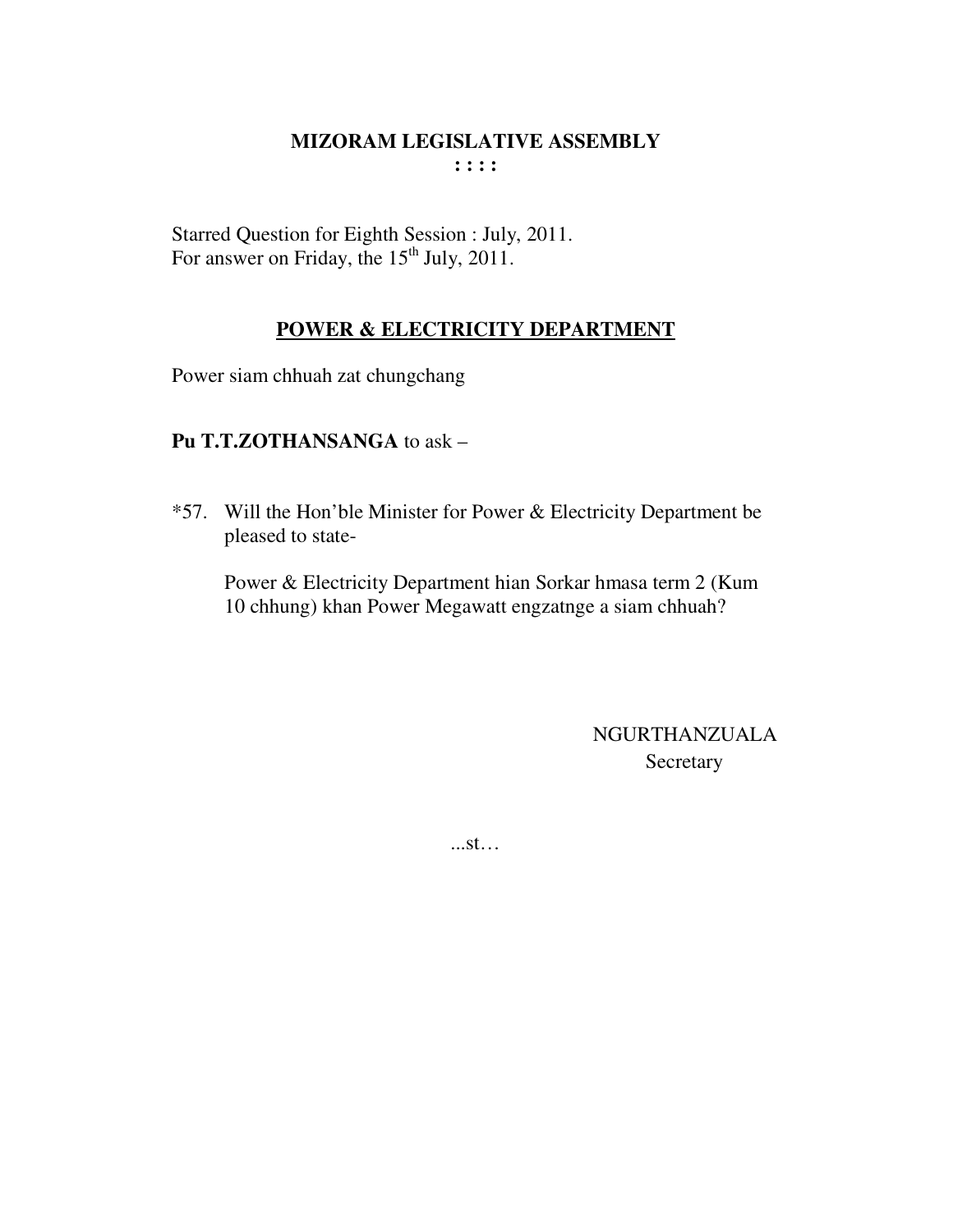# MIZORAM LEGISLATIVE ASSEMBLY

**: : : :**

Starred Question for Eighth Session : July, 2011.
For answer on Friday, the 15th July, 2011.

## POWER & ELECTRICITY DEPARTMENT

Power siam chhuah zat chungchang

**Pu T.T.ZOTHANSANGA** to ask –

*57. Will the Hon'ble Minister for Power & Electricity Department be pleased to state-

Power & Electricity Department hian Sorkar hmasa term 2 (Kum 10 chhung) khan Power Megawatt engzatnge a siam chhuah?

NGURTHANZUALA
Secretary

...st…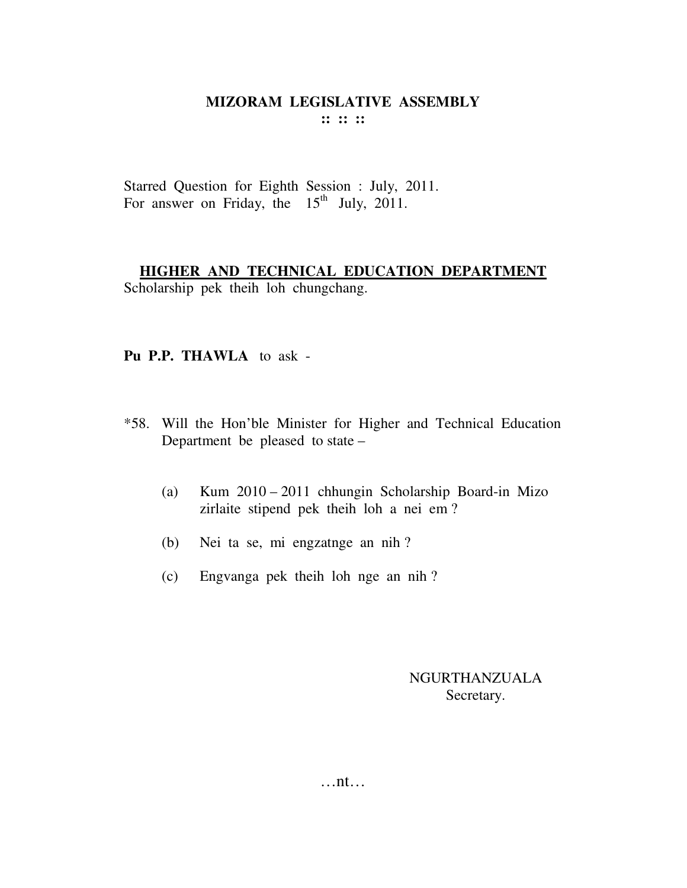# MIZORAM LEGISLATIVE ASSEMBLY

:: :: ::

Starred Question for Eighth Session : July, 2011.
For answer on Friday, the 15th July, 2011.

## HIGHER AND TECHNICAL EDUCATION DEPARTMENT

Scholarship pek theih loh chungchang.

**Pu P.P. THAWLA** to ask -

*58. Will the Hon'ble Minister for Higher and Technical Education Department be pleased to state –

(a) Kum 2010 – 2011 chhungin Scholarship Board-in Mizo zirlaite stipend pek theih loh a nei em ?

(b) Nei ta se, mi engzatnge an nih ?

(c) Engvanga pek theih loh nge an nih ?

NGURTHANZUALA
Secretary.

…nt…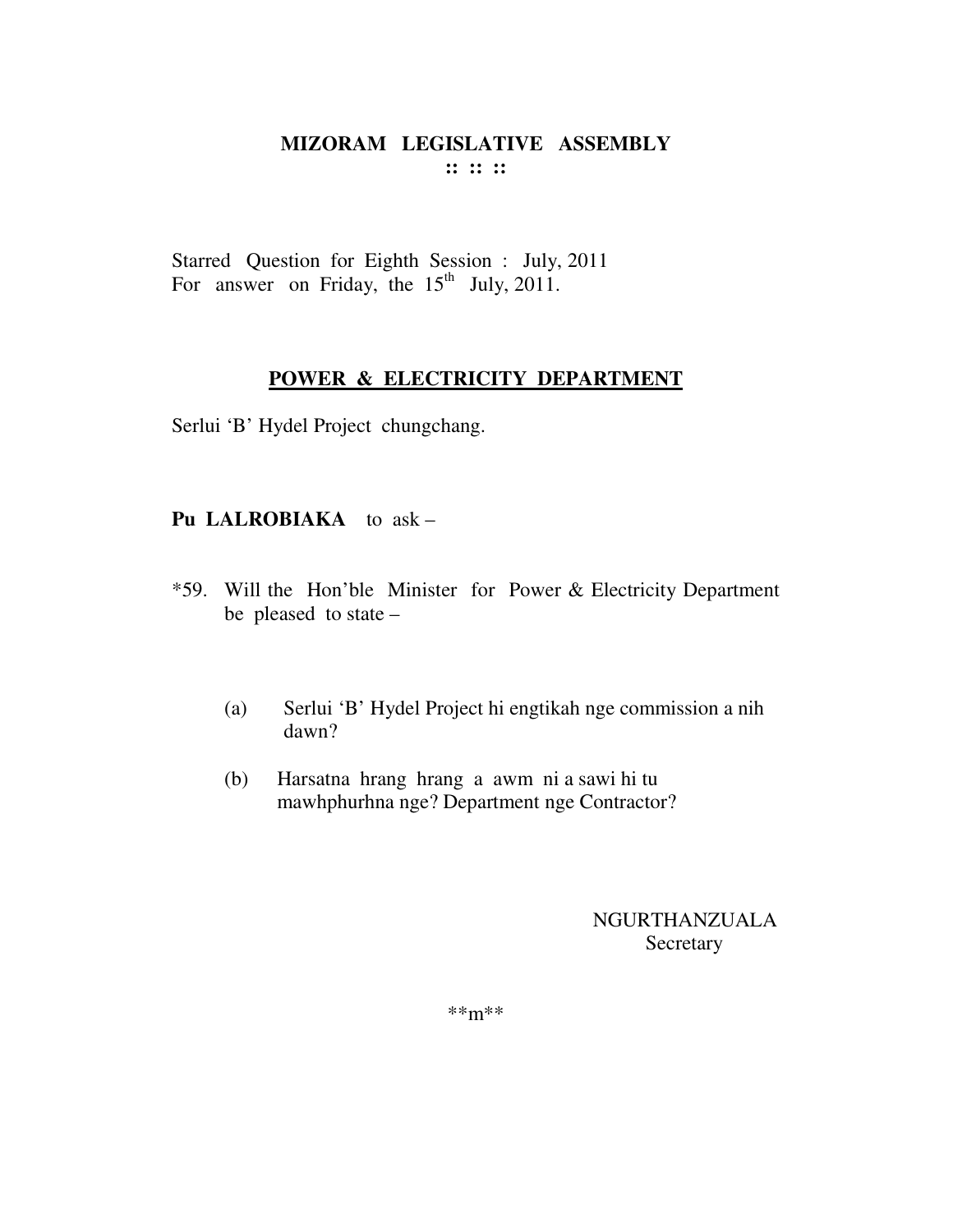# MIZORAM LEGISLATIVE ASSEMBLY

:: :: ::

Starred Question for Eighth Session : July, 2011
For answer on Friday, the 15th July, 2011.

## POWER & ELECTRICITY DEPARTMENT

Serlui 'B' Hydel Project chungchang.

**Pu LALROBIAKA** to ask –

*59. Will the Hon'ble Minister for Power & Electricity Department be pleased to state –

(a) Serlui 'B' Hydel Project hi engtikah nge commission a nih dawn?

(b) Harsatna hrang hrang a awm ni a sawi hi tu mawhphurhna nge? Department nge Contractor?

NGURTHANZUALA
Secretary

**m**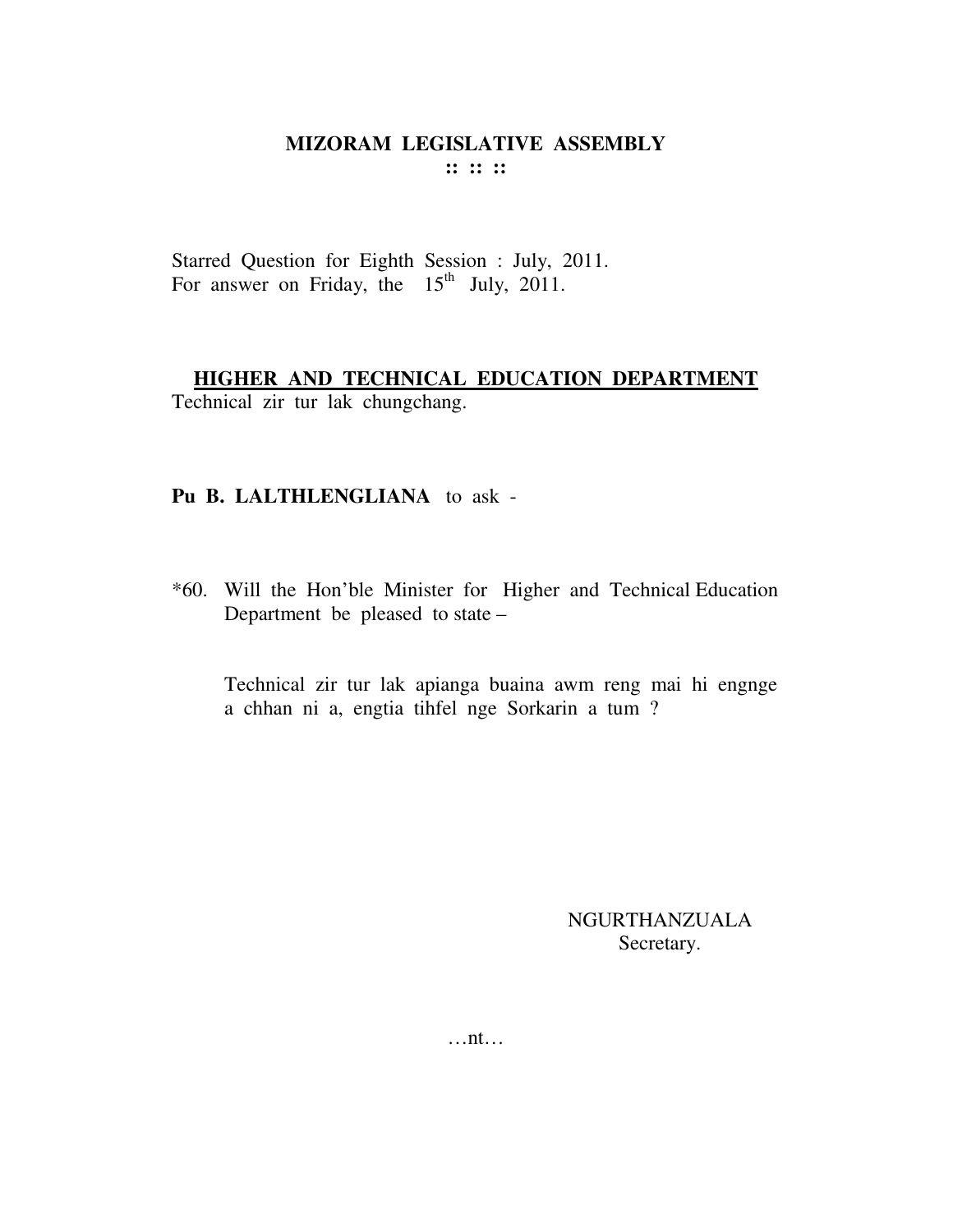# MIZORAM LEGISLATIVE ASSEMBLY

:: :: ::

Starred Question for Eighth Session : July, 2011.
For answer on Friday, the 15th July, 2011.

**HIGHER AND TECHNICAL EDUCATION DEPARTMENT**

Technical zir tur lak chungchang.

**Pu B. LALTHLENGLIANA** to ask -

*60. Will the Hon'ble Minister for Higher and Technical Education Department be pleased to state –

Technical zir tur lak apianga buaina awm reng mai hi engnge a chhan ni a, engtia tihfel nge Sorkarin a tum ?

NGURTHANZUALA
Secretary.

…nt…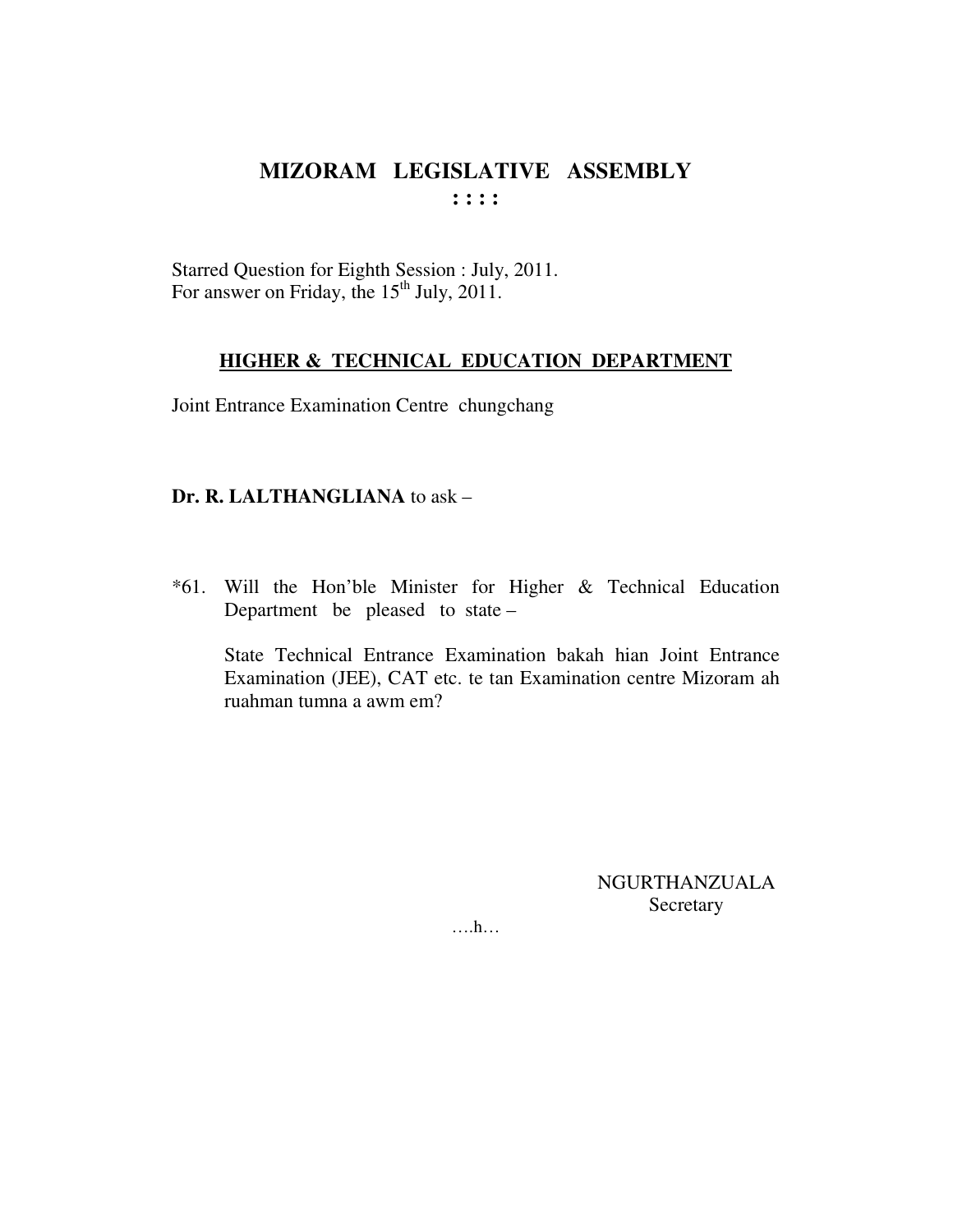# MIZORAM LEGISLATIVE ASSEMBLY

**: : : :**

Starred Question for Eighth Session : July, 2011.
For answer on Friday, the 15th July, 2011.

## HIGHER & TECHNICAL EDUCATION DEPARTMENT

Joint Entrance Examination Centre chungchang

**Dr. R. LALTHANGLIANA** to ask –

*61. Will the Hon'ble Minister for Higher & Technical Education Department be pleased to state –

State Technical Entrance Examination bakah hian Joint Entrance Examination (JEE), CAT etc. te tan Examination centre Mizoram ah ruahman tumna a awm em?

NGURTHANZUALA
Secretary

….h…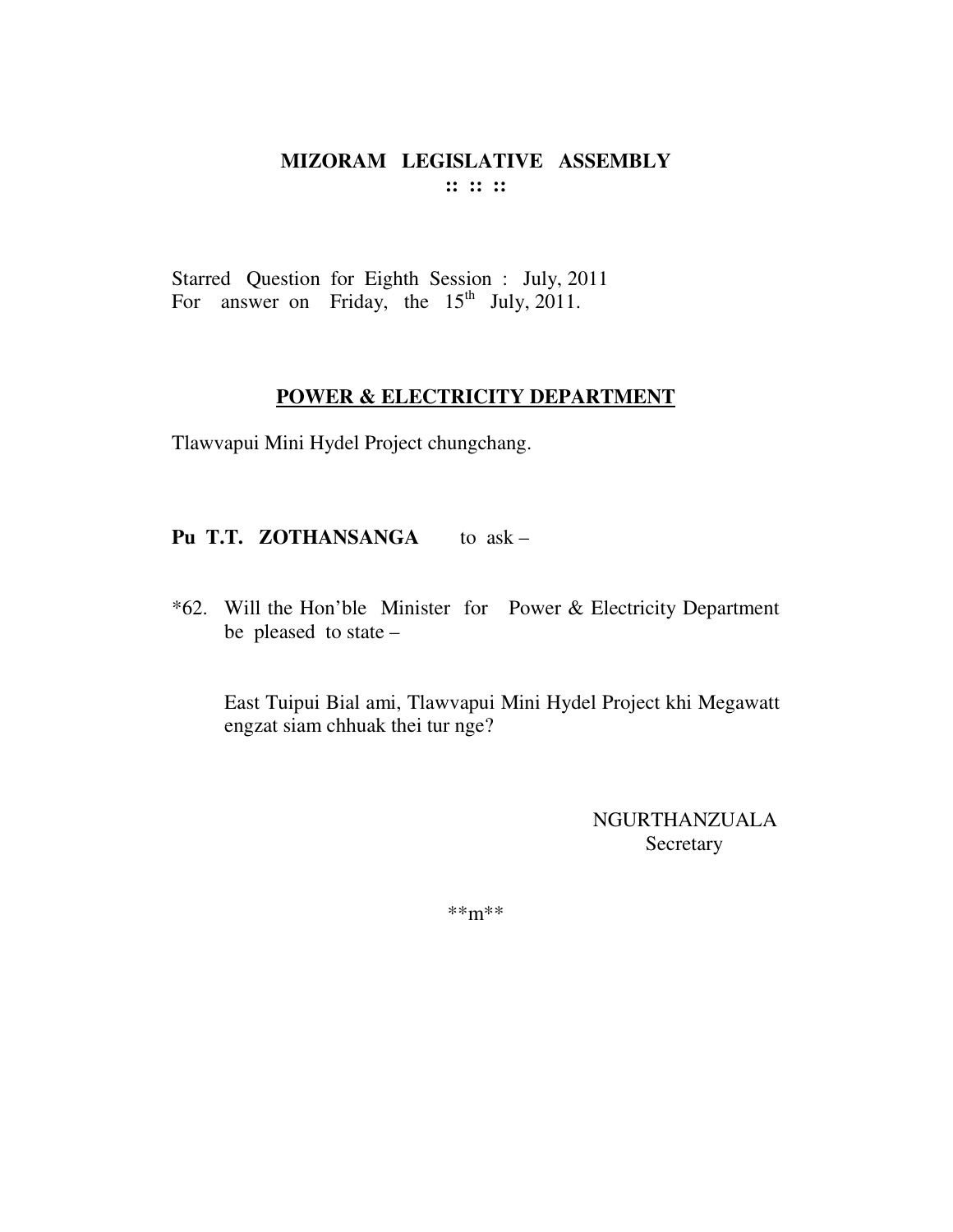# MIZORAM LEGISLATIVE ASSEMBLY

**:: :: ::**

Starred Question for Eighth Session : July, 2011
For answer on Friday, the 15th July, 2011.

## POWER & ELECTRICITY DEPARTMENT

Tlawvapui Mini Hydel Project chungchang.

**Pu T.T. ZOTHANSANGA** to ask –

*62. Will the Hon'ble Minister for Power & Electricity Department be pleased to state –

East Tuipui Bial ami, Tlawvapui Mini Hydel Project khi Megawatt engzat siam chhuak thei tur nge?

NGURTHANZUALA
Secretary

**m**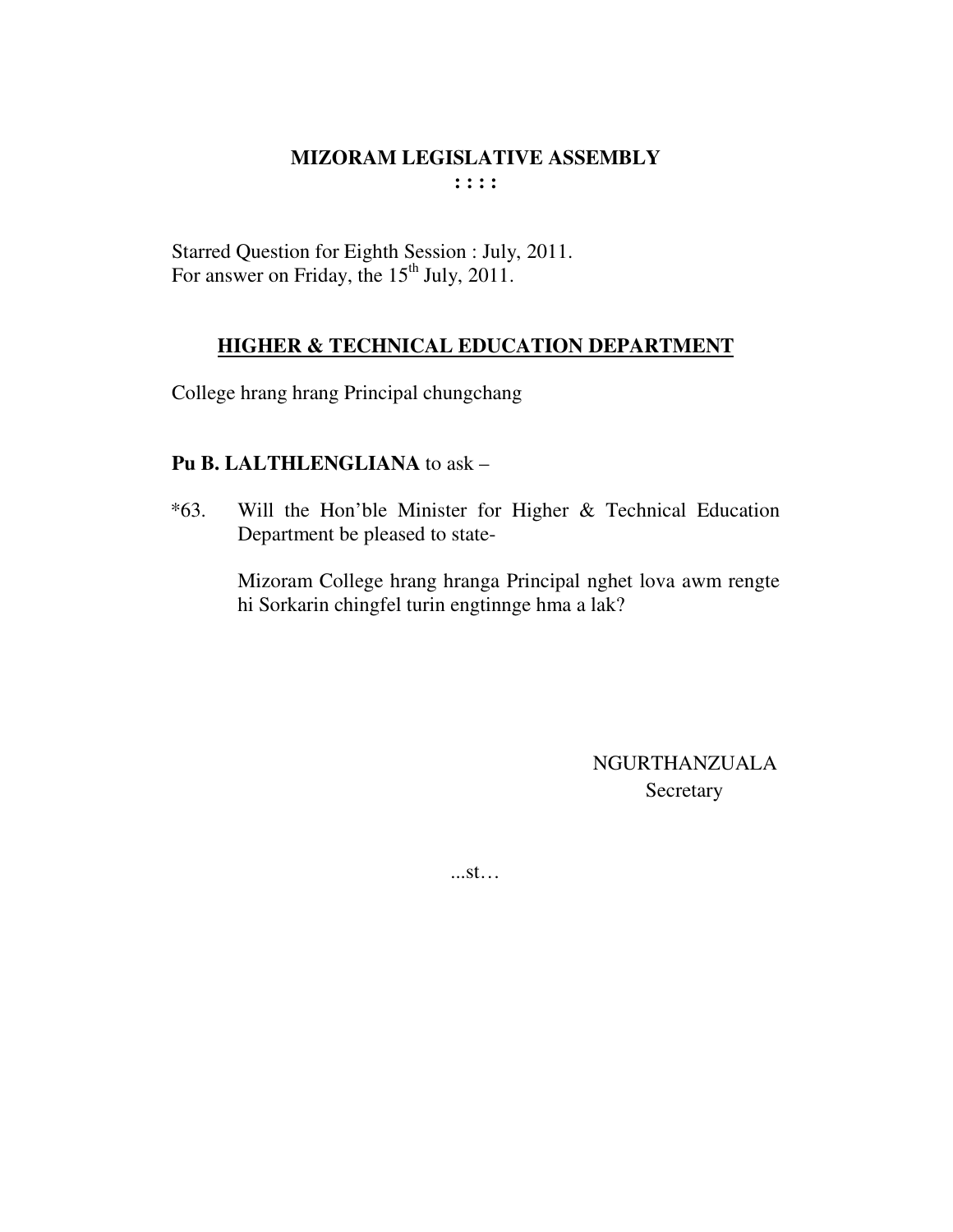# MIZORAM LEGISLATIVE ASSEMBLY

**: : : :**

Starred Question for Eighth Session : July, 2011.
For answer on Friday, the 15th July, 2011.

## HIGHER & TECHNICAL EDUCATION DEPARTMENT

College hrang hrang Principal chungchang

**Pu B. LALTHLENGLIANA** to ask –

*63. Will the Hon'ble Minister for Higher & Technical Education Department be pleased to state-

Mizoram College hrang hranga Principal nghet lova awm rengte hi Sorkarin chingfel turin engtinnge hma a lak?

NGURTHANZUALA
Secretary

...st…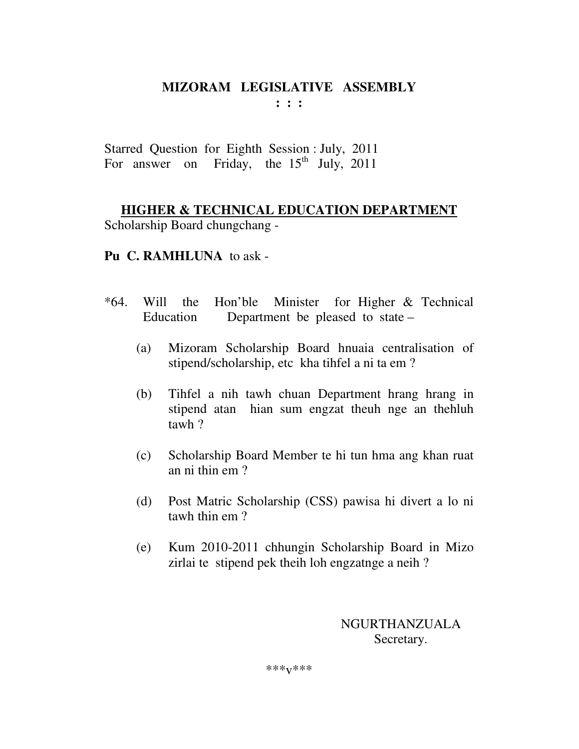# MIZORAM LEGISLATIVE ASSEMBLY

**: : :**

Starred Question for Eighth Session : July, 2011
For answer on Friday, the 15th July, 2011

**HIGHER & TECHNICAL EDUCATION DEPARTMENT**

Scholarship Board chungchang -

**Pu C. RAMHLUNA** to ask -

*64. Will the Hon'ble Minister for Higher & Technical Education Department be pleased to state –

(a) Mizoram Scholarship Board hnuaia centralisation of stipend/scholarship, etc kha tihfel a ni ta em ?

(b) Tihfel a nih tawh chuan Department hrang hrang in stipend atan hian sum engzat theuh nge an thehluh tawh ?

(c) Scholarship Board Member te hi tun hma ang khan ruat an ni thin em ?

(d) Post Matric Scholarship (CSS) pawisa hi divert a lo ni tawh thin em ?

(e) Kum 2010-2011 chhungin Scholarship Board in Mizo zirlai te stipend pek theih loh engzatnge a neih ?

NGURTHANZUALA
Secretary.

***v***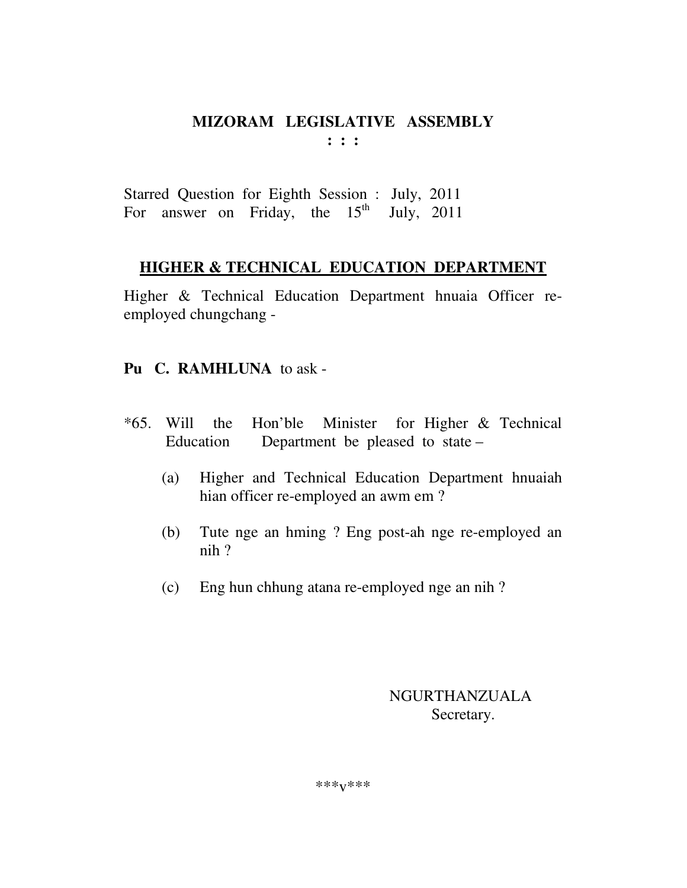# MIZORAM LEGISLATIVE ASSEMBLY

**: : :**

Starred Question for Eighth Session : July, 2011
For answer on Friday, the 15th July, 2011

## HIGHER & TECHNICAL EDUCATION DEPARTMENT

Higher & Technical Education Department hnuaia Officer re-employed chungchang -

**Pu C. RAMHLUNA** to ask -

*65. Will the Hon'ble Minister for Higher & Technical Education Department be pleased to state –

(a) Higher and Technical Education Department hnuaiah hian officer re-employed an awm em ?

(b) Tute nge an hming ? Eng post-ah nge re-employed an nih ?

(c) Eng hun chhung atana re-employed nge an nih ?

NGURTHANZUALA
Secretary.

***v***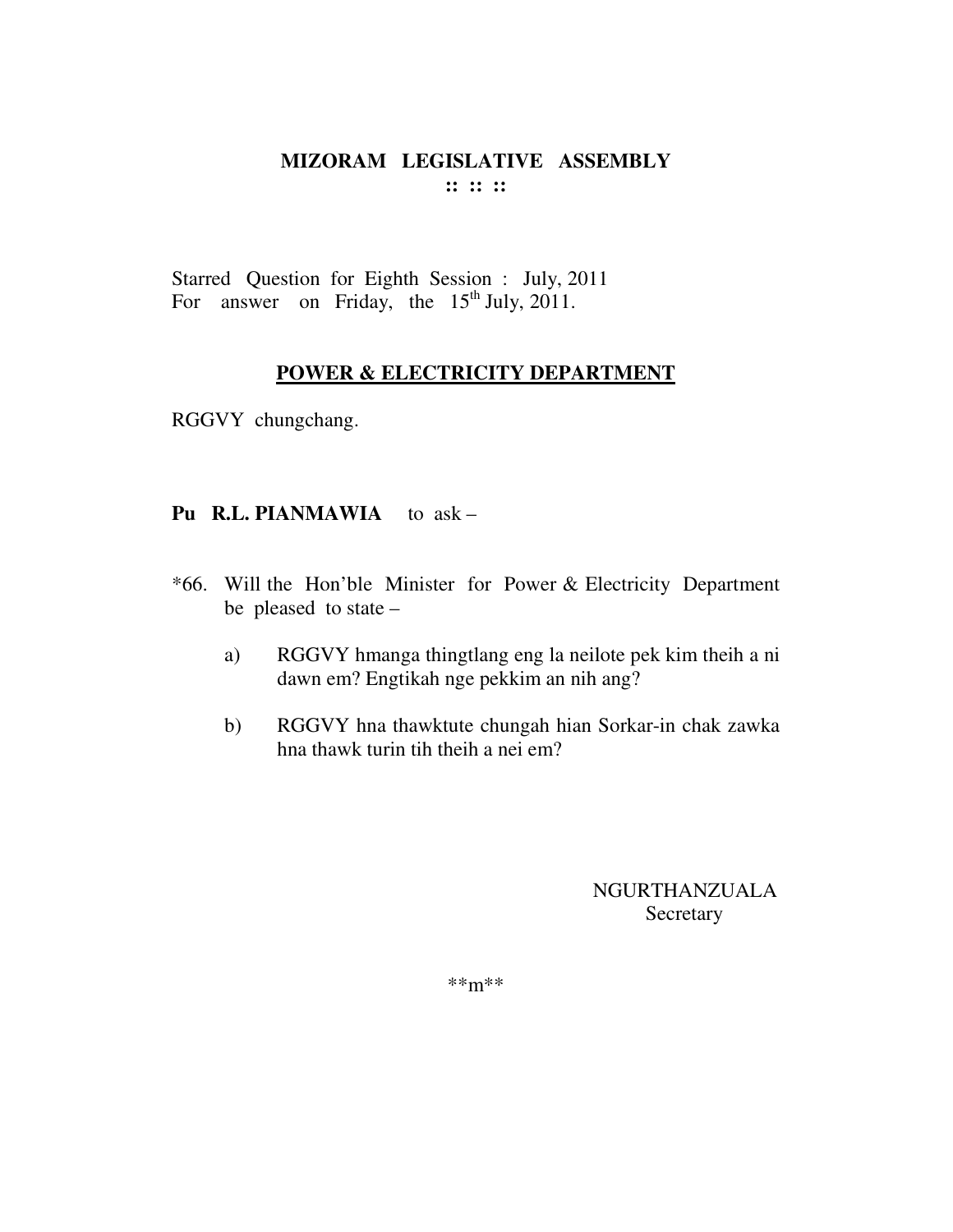**MIZORAM LEGISLATIVE ASSEMBLY**
**:: :: ::**

Starred Question for Eighth Session : July, 2011
For answer on Friday, the 15th July, 2011.

**POWER & ELECTRICITY DEPARTMENT**

RGGVY chungchang.

**Pu R.L. PIANMAWIA** to ask –

*66. Will the Hon'ble Minister for Power & Electricity Department be pleased to state –

a) RGGVY hmanga thingtlang eng la neilote pek kim theih a ni dawn em? Engtikah nge pekkim an nih ang?

b) RGGVY hna thawktute chungah hian Sorkar-in chak zawka hna thawk turin tih theih a nei em?

NGURTHANZUALA
Secretary

**m**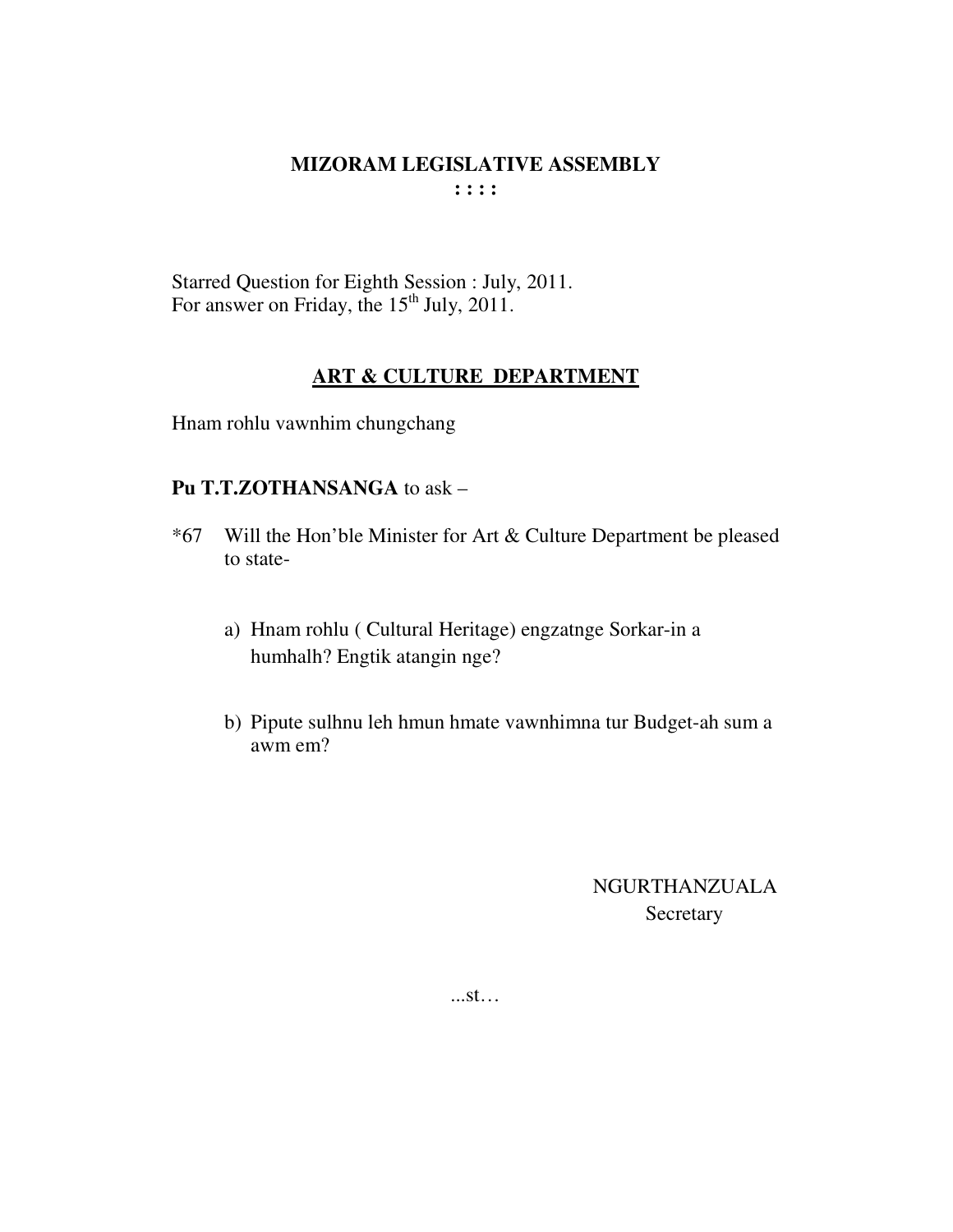**MIZORAM LEGISLATIVE ASSEMBLY**
**: : : :**

Starred Question for Eighth Session : July, 2011.
For answer on Friday, the 15th July, 2011.

**ART & CULTURE DEPARTMENT**

Hnam rohlu vawnhim chungchang

**Pu T.T.ZOTHANSANGA** to ask –

*67 Will the Hon'ble Minister for Art & Culture Department be pleased to state-

a) Hnam rohlu ( Cultural Heritage) engzatnge Sorkar-in a humhalh? Engtik atangin nge?

b) Pipute sulhnu leh hmun hmate vawnhimna tur Budget-ah sum a awm em?

NGURTHANZUALA
Secretary

...st…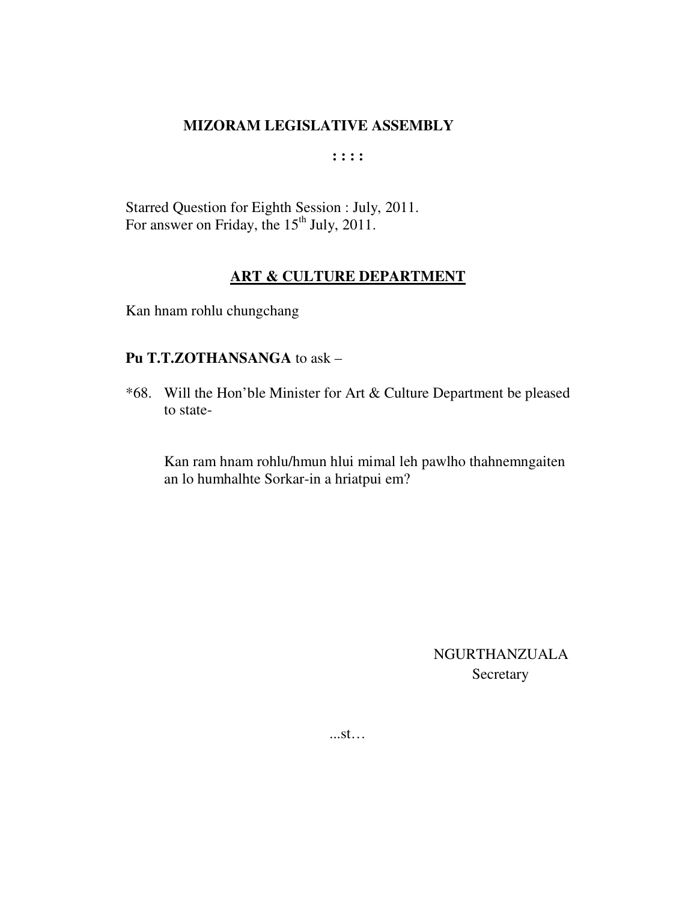**MIZORAM LEGISLATIVE ASSEMBLY**

**: : : :**

Starred Question for Eighth Session : July, 2011.
For answer on Friday, the 15th July, 2011.

**ART & CULTURE DEPARTMENT**

Kan hnam rohlu chungchang

**Pu T.T.ZOTHANSANGA** to ask –

*68. Will the Hon'ble Minister for Art & Culture Department be pleased to state-

Kan ram hnam rohlu/hmun hlui mimal leh pawlho thahnemngaiten an lo humhalhte Sorkar-in a hriatpui em?

NGURTHANZUALA
Secretary

...st…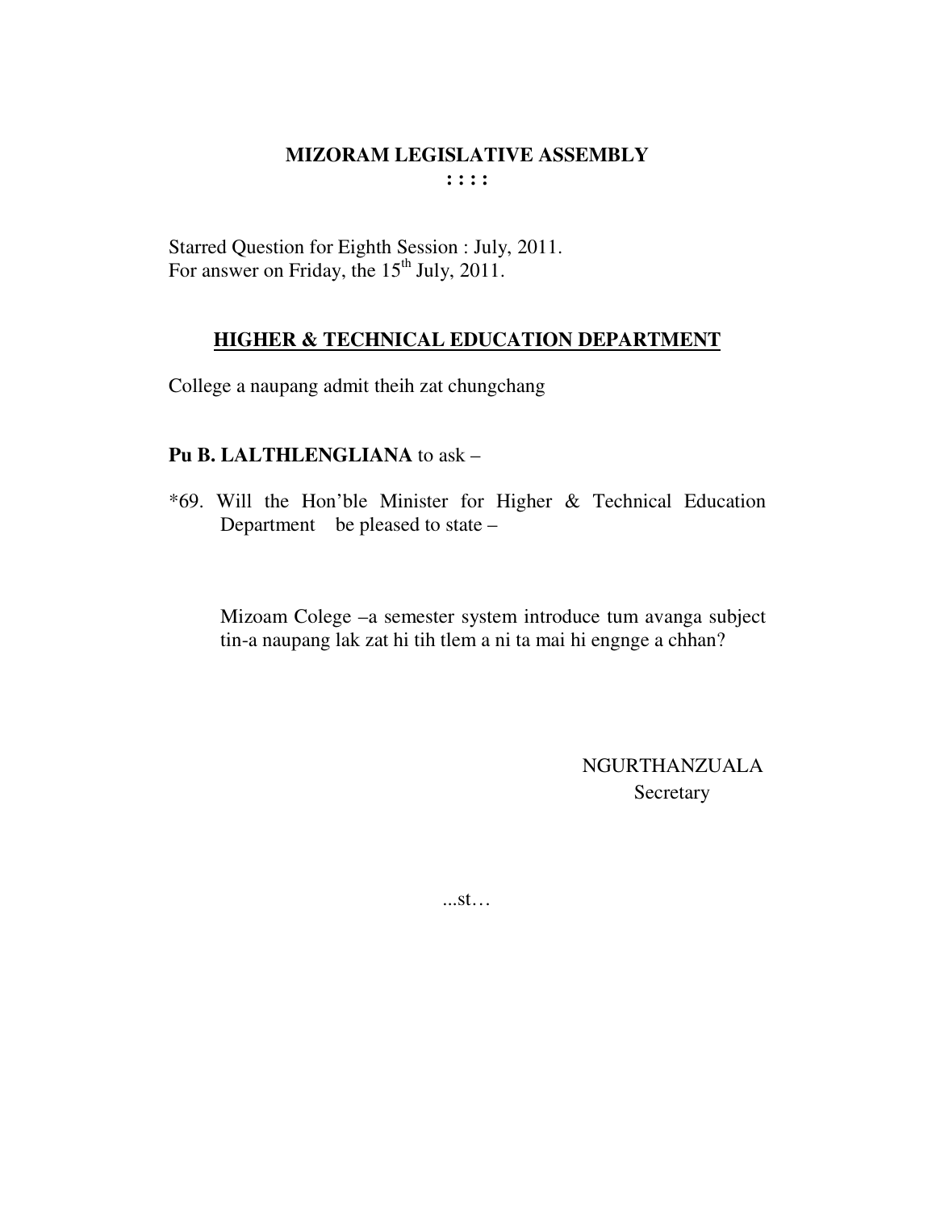# MIZORAM LEGISLATIVE ASSEMBLY

**: : : :**

Starred Question for Eighth Session : July, 2011.
For answer on Friday, the 15th July, 2011.

## HIGHER & TECHNICAL EDUCATION DEPARTMENT

College a naupang admit theih zat chungchang

**Pu B. LALTHLENGLIANA** to ask –

*69. Will the Hon'ble Minister for Higher & Technical Education Department be pleased to state –

Mizoam Colege –a semester system introduce tum avanga subject tin-a naupang lak zat hi tih tlem a ni ta mai hi engnge a chhan?

NGURTHANZUALA
Secretary

...st…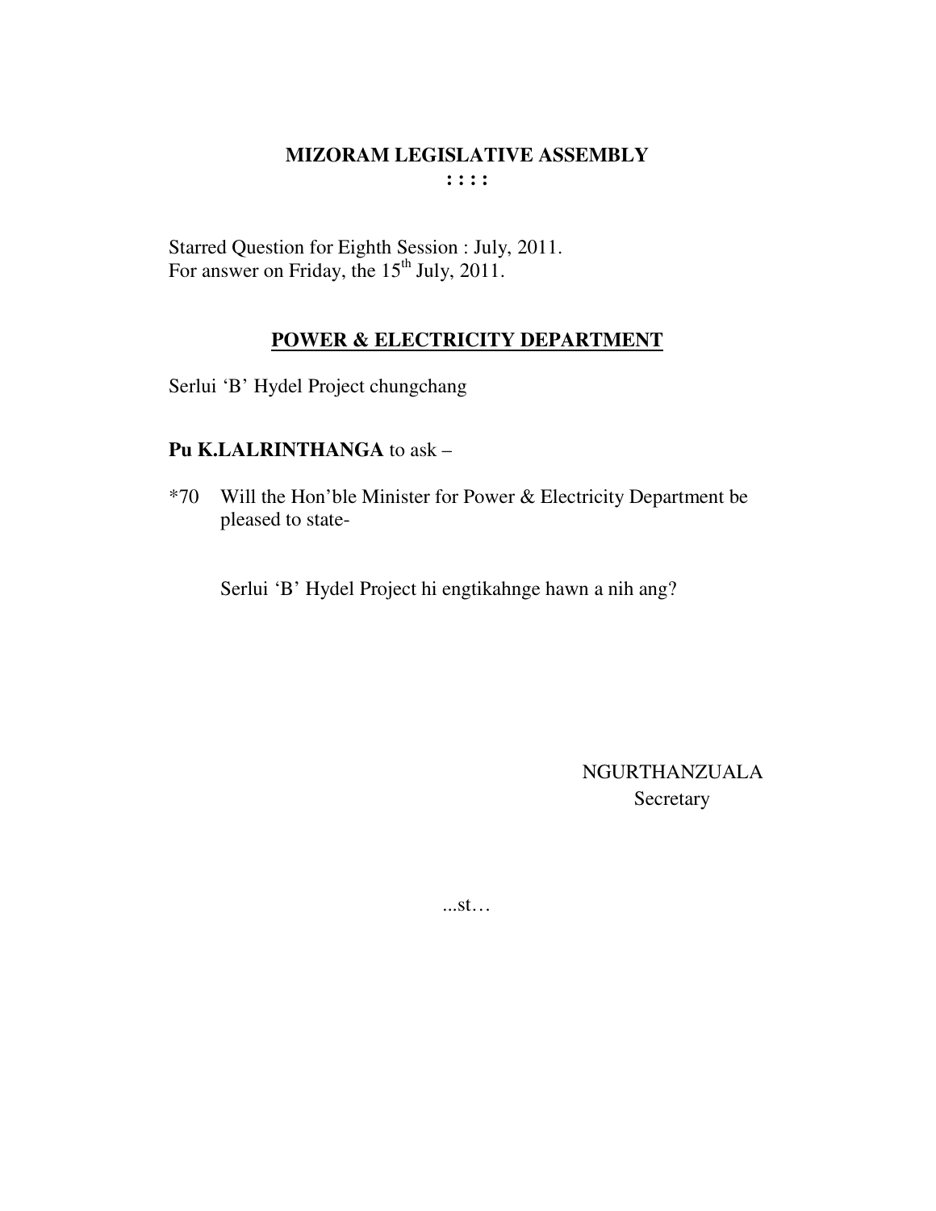# MIZORAM LEGISLATIVE ASSEMBLY

**: : : :**

Starred Question for Eighth Session : July, 2011.
For answer on Friday, the 15th July, 2011.

## POWER & ELECTRICITY DEPARTMENT

Serlui 'B' Hydel Project chungchang

**Pu K.LALRINTHANGA** to ask –

*70 Will the Hon'ble Minister for Power & Electricity Department be pleased to state-

Serlui 'B' Hydel Project hi engtikahnge hawn a nih ang?

NGURTHANZUALA
Secretary

...st…